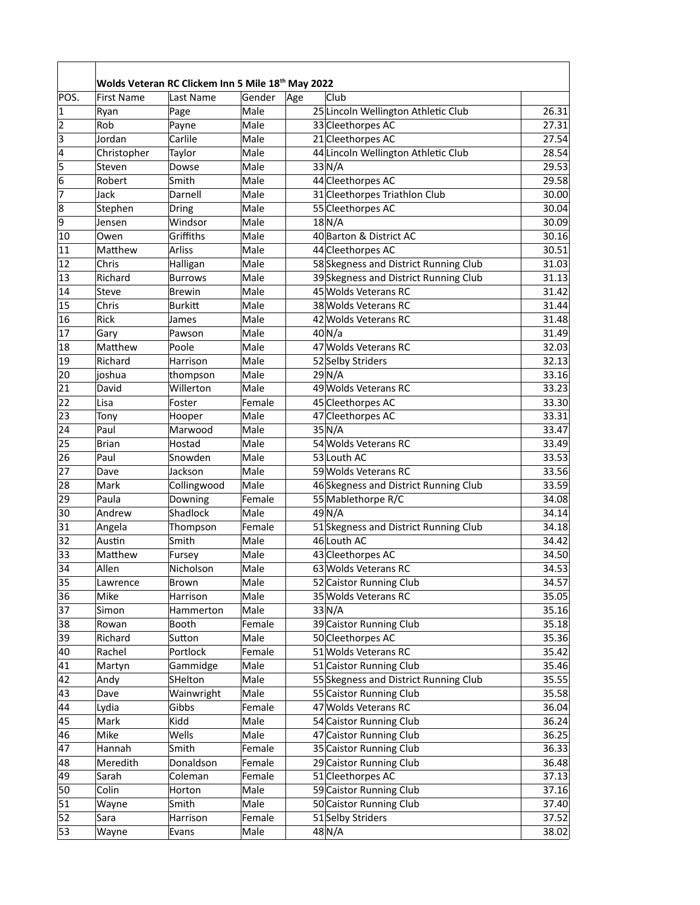| | Wolds Veteran RC Clickem Inn 5 Mile 18th May 2022 | | | | | |
|---|---|---|---|---|---|---|
| POS. | First Name | Last Name | Gender | Age | Club | |
| 1 | Ryan | Page | Male | 25 | Lincoln Wellington Athletic Club | 26.31 |
| 2 | Rob | Payne | Male | 33 | Cleethorpes AC | 27.31 |
| 3 | Jordan | Carlile | Male | 21 | Cleethorpes AC | 27.54 |
| 4 | Christopher | Taylor | Male | 44 | Lincoln Wellington Athletic Club | 28.54 |
| 5 | Steven | Dowse | Male | 33 | N/A | 29.53 |
| 6 | Robert | Smith | Male | 44 | Cleethorpes AC | 29.58 |
| 7 | Jack | Darnell | Male | 31 | Cleethorpes Triathlon Club | 30.00 |
| 8 | Stephen | Dring | Male | 55 | Cleethorpes AC | 30.04 |
| 9 | Jensen | Windsor | Male | 18 | N/A | 30.09 |
| 10 | Owen | Griffiths | Male | 40 | Barton & District AC | 30.16 |
| 11 | Matthew | Arliss | Male | 44 | Cleethorpes AC | 30.51 |
| 12 | Chris | Halligan | Male | 58 | Skegness and District Running Club | 31.03 |
| 13 | Richard | Burrows | Male | 39 | Skegness and District Running Club | 31.13 |
| 14 | Steve | Brewin | Male | 45 | Wolds Veterans RC | 31.42 |
| 15 | Chris | Burkitt | Male | 38 | Wolds Veterans RC | 31.44 |
| 16 | Rick | James | Male | 42 | Wolds Veterans RC | 31.48 |
| 17 | Gary | Pawson | Male | 40 | N/a | 31.49 |
| 18 | Matthew | Poole | Male | 47 | Wolds Veterans RC | 32.03 |
| 19 | Richard | Harrison | Male | 52 | Selby Striders | 32.13 |
| 20 | joshua | thompson | Male | 29 | N/A | 33.16 |
| 21 | David | Willerton | Male | 49 | Wolds Veterans RC | 33.23 |
| 22 | Lisa | Foster | Female | 45 | Cleethorpes AC | 33.30 |
| 23 | Tony | Hooper | Male | 47 | Cleethorpes AC | 33.31 |
| 24 | Paul | Marwood | Male | 35 | N/A | 33.47 |
| 25 | Brian | Hostad | Male | 54 | Wolds Veterans RC | 33.49 |
| 26 | Paul | Snowden | Male | 53 | Louth AC | 33.53 |
| 27 | Dave | Jackson | Male | 59 | Wolds Veterans RC | 33.56 |
| 28 | Mark | Collingwood | Male | 46 | Skegness and District Running Club | 33.59 |
| 29 | Paula | Downing | Female | 55 | Mablethorpe R/C | 34.08 |
| 30 | Andrew | Shadlock | Male | 49 | N/A | 34.14 |
| 31 | Angela | Thompson | Female | 51 | Skegness and District Running Club | 34.18 |
| 32 | Austin | Smith | Male | 46 | Louth AC | 34.42 |
| 33 | Matthew | Fursey | Male | 43 | Cleethorpes AC | 34.50 |
| 34 | Allen | Nicholson | Male | 63 | Wolds Veterans RC | 34.53 |
| 35 | Lawrence | Brown | Male | 52 | Caistor Running Club | 34.57 |
| 36 | Mike | Harrison | Male | 35 | Wolds Veterans RC | 35.05 |
| 37 | Simon | Hammerton | Male | 33 | N/A | 35.16 |
| 38 | Rowan | Booth | Female | 39 | Caistor Running Club | 35.18 |
| 39 | Richard | Sutton | Male | 50 | Cleethorpes AC | 35.36 |
| 40 | Rachel | Portlock | Female | 51 | Wolds Veterans RC | 35.42 |
| 41 | Martyn | Gammidge | Male | 51 | Caistor Running Club | 35.46 |
| 42 | Andy | SHelton | Male | 55 | Skegness and District Running Club | 35.55 |
| 43 | Dave | Wainwright | Male | 55 | Caistor Running Club | 35.58 |
| 44 | Lydia | Gibbs | Female | 47 | Wolds Veterans RC | 36.04 |
| 45 | Mark | Kidd | Male | 54 | Caistor Running Club | 36.24 |
| 46 | Mike | Wells | Male | 47 | Caistor Running Club | 36.25 |
| 47 | Hannah | Smith | Female | 35 | Caistor Running Club | 36.33 |
| 48 | Meredith | Donaldson | Female | 29 | Caistor Running Club | 36.48 |
| 49 | Sarah | Coleman | Female | 51 | Cleethorpes AC | 37.13 |
| 50 | Colin | Horton | Male | 59 | Caistor Running Club | 37.16 |
| 51 | Wayne | Smith | Male | 50 | Caistor Running Club | 37.40 |
| 52 | Sara | Harrison | Female | 51 | Selby Striders | 37.52 |
| 53 | Wayne | Evans | Male | 48 | N/A | 38.02 |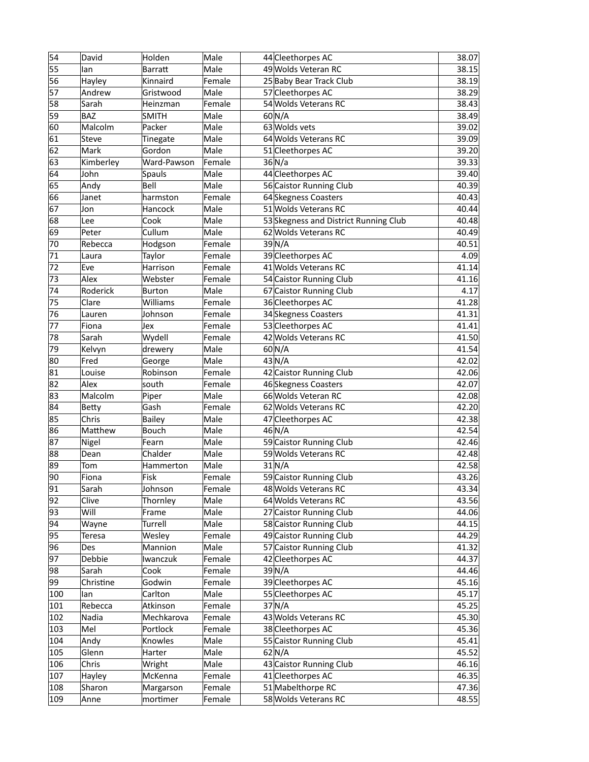| 54 | David | Holden | Male | 44 | Cleethorpes AC | 38.07 |
|---|---|---|---|---|---|---|
| 55 | Ian | Barratt | Male | 49 | Wolds Veteran RC | 38.15 |
| 56 | Hayley | Kinnaird | Female | 25 | Baby Bear Track Club | 38.19 |
| 57 | Andrew | Gristwood | Male | 57 | Cleethorpes AC | 38.29 |
| 58 | Sarah | Heinzman | Female | 54 | Wolds Veterans RC | 38.43 |
| 59 | BAZ | SMITH | Male | 60 | N/A | 38.49 |
| 60 | Malcolm | Packer | Male | 63 | Wolds vets | 39.02 |
| 61 | Steve | Tinegate | Male | 64 | Wolds Veterans RC | 39.09 |
| 62 | Mark | Gordon | Male | 51 | Cleethorpes AC | 39.20 |
| 63 | Kimberley | Ward-Pawson | Female | 36 | N/a | 39.33 |
| 64 | John | Spauls | Male | 44 | Cleethorpes AC | 39.40 |
| 65 | Andy | Bell | Male | 56 | Caistor Running Club | 40.39 |
| 66 | Janet | harmston | Female | 64 | Skegness Coasters | 40.43 |
| 67 | Jon | Hancock | Male | 51 | Wolds Veterans RC | 40.44 |
| 68 | Lee | Cook | Male | 53 | Skegness and District Running Club | 40.48 |
| 69 | Peter | Cullum | Male | 62 | Wolds Veterans RC | 40.49 |
| 70 | Rebecca | Hodgson | Female | 39 | N/A | 40.51 |
| 71 | Laura | Taylor | Female | 39 | Cleethorpes AC | 4.09 |
| 72 | Eve | Harrison | Female | 41 | Wolds Veterans RC | 41.14 |
| 73 | Alex | Webster | Female | 54 | Caistor Running Club | 41.16 |
| 74 | Roderick | Burton | Male | 67 | Caistor Running Club | 4.17 |
| 75 | Clare | Williams | Female | 36 | Cleethorpes AC | 41.28 |
| 76 | Lauren | Johnson | Female | 34 | Skegness Coasters | 41.31 |
| 77 | Fiona | Jex | Female | 53 | Cleethorpes AC | 41.41 |
| 78 | Sarah | Wydell | Female | 42 | Wolds Veterans RC | 41.50 |
| 79 | Kelvyn | drewery | Male | 60 | N/A | 41.54 |
| 80 | Fred | George | Male | 43 | N/A | 42.02 |
| 81 | Louise | Robinson | Female | 42 | Caistor Running Club | 42.06 |
| 82 | Alex | south | Female | 46 | Skegness Coasters | 42.07 |
| 83 | Malcolm | Piper | Male | 66 | Wolds Veteran RC | 42.08 |
| 84 | Betty | Gash | Female | 62 | Wolds Veterans RC | 42.20 |
| 85 | Chris | Bailey | Male | 47 | Cleethorpes AC | 42.38 |
| 86 | Matthew | Bouch | Male | 46 | N/A | 42.54 |
| 87 | Nigel | Fearn | Male | 59 | Caistor Running Club | 42.46 |
| 88 | Dean | Chalder | Male | 59 | Wolds Veterans RC | 42.48 |
| 89 | Tom | Hammerton | Male | 31 | N/A | 42.58 |
| 90 | Fiona | Fisk | Female | 59 | Caistor Running Club | 43.26 |
| 91 | Sarah | Johnson | Female | 48 | Wolds Veterans RC | 43.34 |
| 92 | Clive | Thornley | Male | 64 | Wolds Veterans RC | 43.56 |
| 93 | Will | Frame | Male | 27 | Caistor Running Club | 44.06 |
| 94 | Wayne | Turrell | Male | 58 | Caistor Running Club | 44.15 |
| 95 | Teresa | Wesley | Female | 49 | Caistor Running Club | 44.29 |
| 96 | Des | Mannion | Male | 57 | Caistor Running Club | 41.32 |
| 97 | Debbie | Iwanczuk | Female | 42 | Cleethorpes AC | 44.37 |
| 98 | Sarah | Cook | Female | 39 | N/A | 44.46 |
| 99 | Christine | Godwin | Female | 39 | Cleethorpes AC | 45.16 |
| 100 | Ian | Carlton | Male | 55 | Cleethorpes AC | 45.17 |
| 101 | Rebecca | Atkinson | Female | 37 | N/A | 45.25 |
| 102 | Nadia | Mechkarova | Female | 43 | Wolds Veterans RC | 45.30 |
| 103 | Mel | Portlock | Female | 38 | Cleethorpes AC | 45.36 |
| 104 | Andy | Knowles | Male | 55 | Caistor Running Club | 45.41 |
| 105 | Glenn | Harter | Male | 62 | N/A | 45.52 |
| 106 | Chris | Wright | Male | 43 | Caistor Running Club | 46.16 |
| 107 | Hayley | McKenna | Female | 41 | Cleethorpes AC | 46.35 |
| 108 | Sharon | Margarson | Female | 51 | Mabelthorpe RC | 47.36 |
| 109 | Anne | mortimer | Female | 58 | Wolds Veterans RC | 48.55 |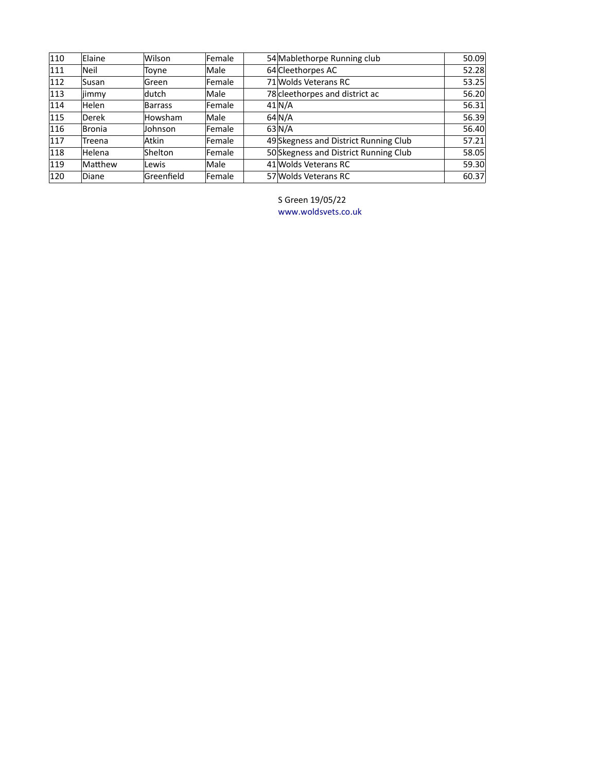| | | | | | | |
|---|---|---|---|---|---|---|
| 110 | Elaine | Wilson | Female | 54 | Mablethorpe Running club | 50.09 |
| 111 | Neil | Toyne | Male | 64 | Cleethorpes AC | 52.28 |
| 112 | Susan | Green | Female | 71 | Wolds Veterans RC | 53.25 |
| 113 | jimmy | dutch | Male | 78 | cleethorpes and district ac | 56.20 |
| 114 | Helen | Barrass | Female | 41 | N/A | 56.31 |
| 115 | Derek | Howsham | Male | 64 | N/A | 56.39 |
| 116 | Bronia | Johnson | Female | 63 | N/A | 56.40 |
| 117 | Treena | Atkin | Female | 49 | Skegness and District Running Club | 57.21 |
| 118 | Helena | Shelton | Female | 50 | Skegness and District Running Club | 58.05 |
| 119 | Matthew | Lewis | Male | 41 | Wolds Veterans RC | 59.30 |
| 120 | Diane | Greenfield | Female | 57 | Wolds Veterans RC | 60.37 |

S Green 19/05/22

www.woldsvets.co.uk